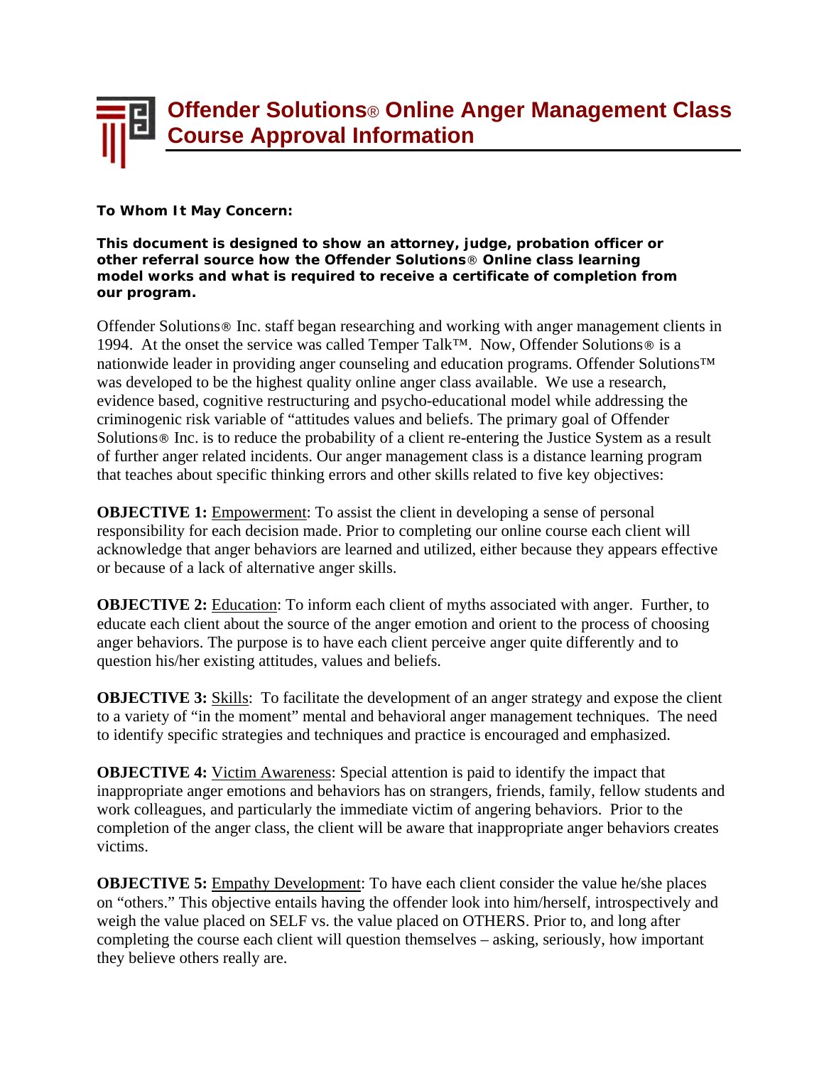# Offender Solutions® Online Anger Management Class Course Approval Information

**To Whom It May Concern:**

**This document is designed to show an attorney, judge, probation officer or other referral source how the Offender Solutions® Online class learning model works and what is required to receive a certificate of completion from our program.**

Offender Solutions® Inc. staff began researching and working with anger management clients in 1994. At the onset the service was called Temper Talk™. Now, Offender Solutions® is a nationwide leader in providing anger counseling and education programs. Offender Solutions™ was developed to be the highest quality online anger class available. We use a research, evidence based, cognitive restructuring and psycho-educational model while addressing the criminogenic risk variable of "attitudes values and beliefs. The primary goal of Offender Solutions® Inc. is to reduce the probability of a client re-entering the Justice System as a result of further anger related incidents. Our anger management class is a distance learning program that teaches about specific thinking errors and other skills related to five key objectives:

**OBJECTIVE 1:** Empowerment: To assist the client in developing a sense of personal responsibility for each decision made. Prior to completing our online course each client will acknowledge that anger behaviors are learned and utilized, either because they appears effective or because of a lack of alternative anger skills.

**OBJECTIVE 2:** Education: To inform each client of myths associated with anger. Further, to educate each client about the source of the anger emotion and orient to the process of choosing anger behaviors. The purpose is to have each client perceive anger quite differently and to question his/her existing attitudes, values and beliefs.

**OBJECTIVE 3:** Skills: To facilitate the development of an anger strategy and expose the client to a variety of "in the moment" mental and behavioral anger management techniques. The need to identify specific strategies and techniques and practice is encouraged and emphasized.

**OBJECTIVE 4:** Victim Awareness: Special attention is paid to identify the impact that inappropriate anger emotions and behaviors has on strangers, friends, family, fellow students and work colleagues, and particularly the immediate victim of angering behaviors. Prior to the completion of the anger class, the client will be aware that inappropriate anger behaviors creates victims.

**OBJECTIVE 5:** Empathy Development: To have each client consider the value he/she places on "others." This objective entails having the offender look into him/herself, introspectively and weigh the value placed on SELF vs. the value placed on OTHERS. Prior to, and long after completing the course each client will question themselves – asking, seriously, how important they believe others really are.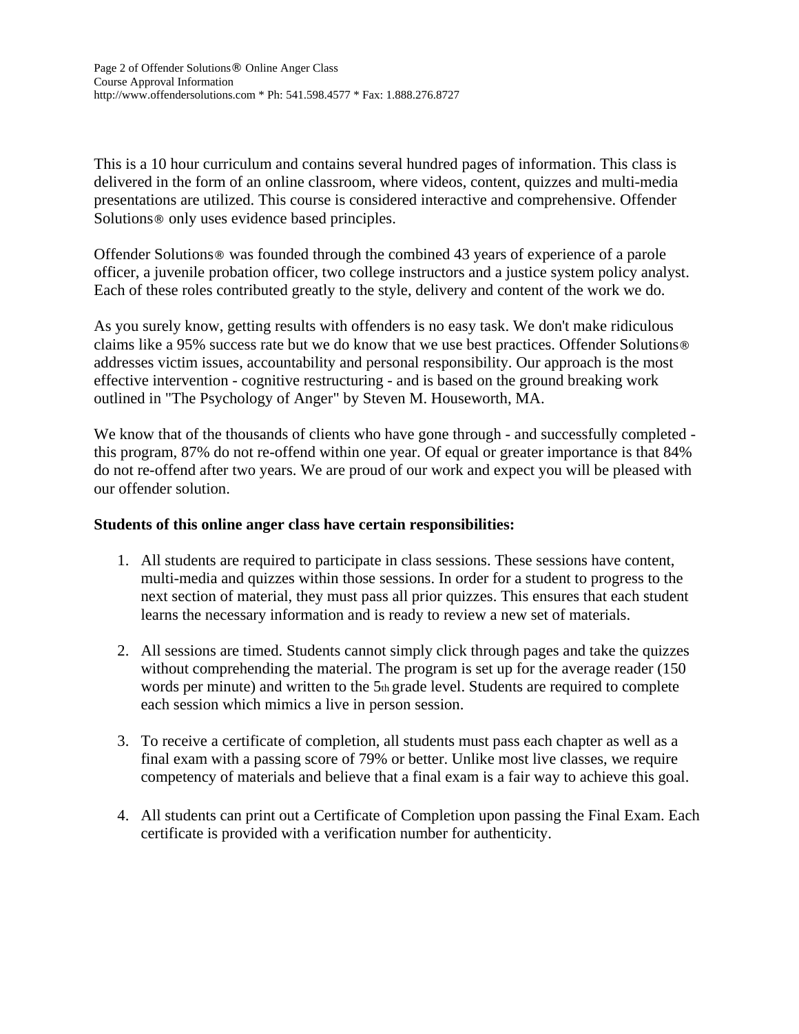This is a 10 hour curriculum and contains several hundred pages of information. This class is delivered in the form of an online classroom, where videos, content, quizzes and multi-media presentations are utilized. This course is considered interactive and comprehensive. Offender Solutions® only uses evidence based principles.

Offender Solutions® was founded through the combined 43 years of experience of a parole officer, a juvenile probation officer, two college instructors and a justice system policy analyst. Each of these roles contributed greatly to the style, delivery and content of the work we do.

As you surely know, getting results with offenders is no easy task. We don't make ridiculous claims like a 95% success rate but we do know that we use best practices. Offender Solutions® addresses victim issues, accountability and personal responsibility. Our approach is the most effective intervention - cognitive restructuring - and is based on the ground breaking work outlined in "The Psychology of Anger" by Steven M. Houseworth, MA.

We know that of the thousands of clients who have gone through - and successfully completed - this program, 87% do not re-offend within one year. Of equal or greater importance is that 84% do not re-offend after two years. We are proud of our work and expect you will be pleased with our offender solution.

**Students of this online anger class have certain responsibilities:**

1. All students are required to participate in class sessions. These sessions have content, multi-media and quizzes within those sessions. In order for a student to progress to the next section of material, they must pass all prior quizzes. This ensures that each student learns the necessary information and is ready to review a new set of materials.

2. All sessions are timed. Students cannot simply click through pages and take the quizzes without comprehending the material. The program is set up for the average reader (150 words per minute) and written to the 5th grade level. Students are required to complete each session which mimics a live in person session.

3. To receive a certificate of completion, all students must pass each chapter as well as a final exam with a passing score of 79% or better. Unlike most live classes, we require competency of materials and believe that a final exam is a fair way to achieve this goal.

4. All students can print out a Certificate of Completion upon passing the Final Exam. Each certificate is provided with a verification number for authenticity.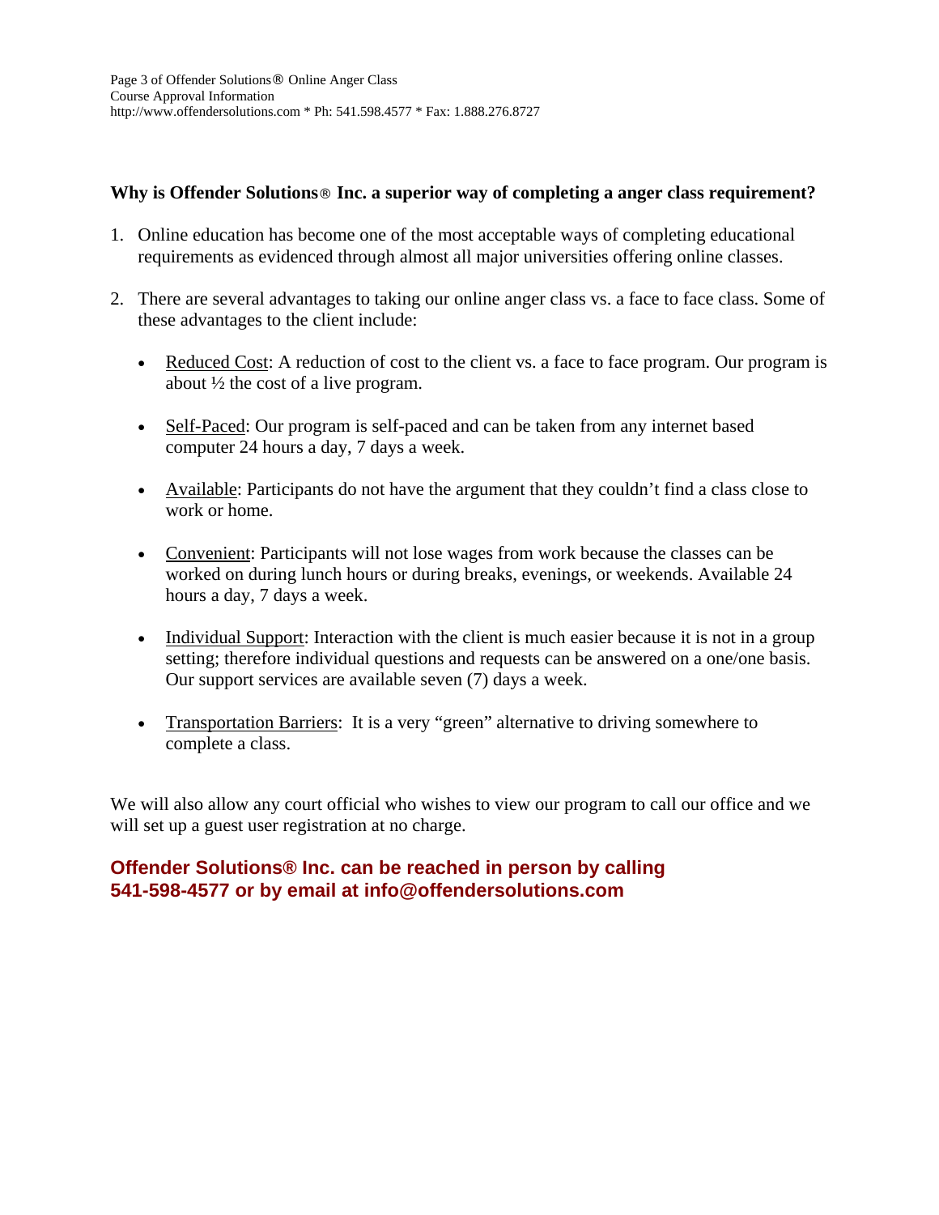**Why is Offender Solutions® Inc. a superior way of completing a anger class requirement?**

1. Online education has become one of the most acceptable ways of completing educational requirements as evidenced through almost all major universities offering online classes.

2. There are several advantages to taking our online anger class vs. a face to face class. Some of these advantages to the client include:

   - Reduced Cost: A reduction of cost to the client vs. a face to face program. Our program is about ½ the cost of a live program.

   - Self-Paced: Our program is self-paced and can be taken from any internet based computer 24 hours a day, 7 days a week.

   - Available: Participants do not have the argument that they couldn't find a class close to work or home.

   - Convenient: Participants will not lose wages from work because the classes can be worked on during lunch hours or during breaks, evenings, or weekends. Available 24 hours a day, 7 days a week.

   - Individual Support: Interaction with the client is much easier because it is not in a group setting; therefore individual questions and requests can be answered on a one/one basis. Our support services are available seven (7) days a week.

   - Transportation Barriers: It is a very "green" alternative to driving somewhere to complete a class.

We will also allow any court official who wishes to view our program to call our office and we will set up a guest user registration at no charge.

**Offender Solutions® Inc. can be reached in person by calling 541-598-4577 or by email at info@offendersolutions.com**